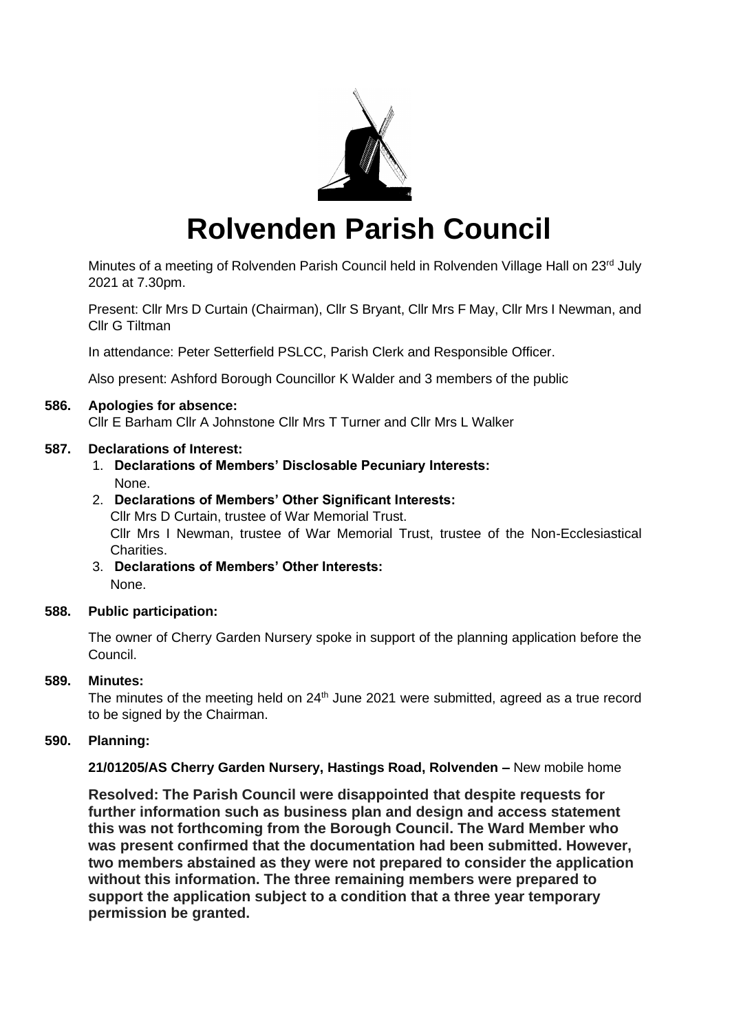# Rolvenden Parish Council

Minutes of a meeting of Rolvenden Parish Council held in Rolvenden Village Hall on 23rd July 2021 at 7.30pm.

Present: Cllr Mrs D Curtain (Chairman), Cllr S Bryant, Cllr Mrs F May, Cllr Mrs I Newman, and Cllr G Tiltman

In attendance: Peter Setterfield PSLCC, Parish Clerk and Responsible Officer.

Also present: Ashford Borough Councillor K Walder and 3 members of the public

**586. Apologies for absence:**

Cllr E Barham Cllr A Johnstone Cllr Mrs T Turner and Cllr Mrs L Walker

**587. Declarations of Interest:**

1. **Declarations of Members' Disclosable Pecuniary Interests:**
   None.
2. **Declarations of Members' Other Significant Interests:**
   Cllr Mrs D Curtain, trustee of War Memorial Trust.
   Cllr Mrs I Newman, trustee of War Memorial Trust, trustee of the Non-Ecclesiastical Charities.
3. **Declarations of Members' Other Interests:**
   None.

**588. Public participation:**

The owner of Cherry Garden Nursery spoke in support of the planning application before the Council.

**589. Minutes:**

The minutes of the meeting held on 24th June 2021 were submitted, agreed as a true record to be signed by the Chairman.

**590. Planning:**

**21/01205/AS Cherry Garden Nursery, Hastings Road, Rolvenden –** New mobile home

**Resolved: The Parish Council were disappointed that despite requests for further information such as business plan and design and access statement this was not forthcoming from the Borough Council. The Ward Member who was present confirmed that the documentation had been submitted. However, two members abstained as they were not prepared to consider the application without this information. The three remaining members were prepared to support the application subject to a condition that a three year temporary permission be granted.**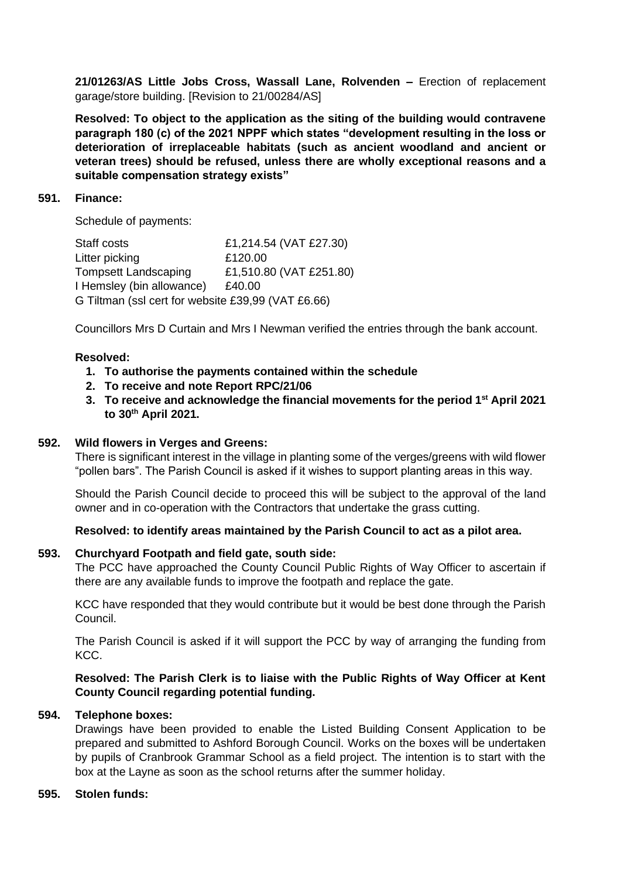**21/01263/AS Little Jobs Cross, Wassall Lane, Rolvenden –** Erection of replacement garage/store building. [Revision to 21/00284/AS]

**Resolved: To object to the application as the siting of the building would contravene paragraph 180 (c) of the 2021 NPPF which states "development resulting in the loss or deterioration of irreplaceable habitats (such as ancient woodland and ancient or veteran trees) should be refused, unless there are wholly exceptional reasons and a suitable compensation strategy exists"**

**591. Finance:**

Schedule of payments:

| | |
|---|---|
| Staff costs | £1,214.54 (VAT £27.30) |
| Litter picking | £120.00 |
| Tompsett Landscaping | £1,510.80 (VAT £251.80) |
| I Hemsley (bin allowance) | £40.00 |
| G Tiltman (ssl cert for website £39,99 (VAT £6.66) | |

Councillors Mrs D Curtain and Mrs I Newman verified the entries through the bank account.

**Resolved:**

1. **To authorise the payments contained within the schedule**
2. **To receive and note Report RPC/21/06**
3. **To receive and acknowledge the financial movements for the period 1st April 2021 to 30th April 2021.**

**592. Wild flowers in Verges and Greens:**

There is significant interest in the village in planting some of the verges/greens with wild flower "pollen bars". The Parish Council is asked if it wishes to support planting areas in this way.

Should the Parish Council decide to proceed this will be subject to the approval of the land owner and in co-operation with the Contractors that undertake the grass cutting.

**Resolved: to identify areas maintained by the Parish Council to act as a pilot area.**

**593. Churchyard Footpath and field gate, south side:**

The PCC have approached the County Council Public Rights of Way Officer to ascertain if there are any available funds to improve the footpath and replace the gate.

KCC have responded that they would contribute but it would be best done through the Parish Council.

The Parish Council is asked if it will support the PCC by way of arranging the funding from KCC.

**Resolved: The Parish Clerk is to liaise with the Public Rights of Way Officer at Kent County Council regarding potential funding.**

**594. Telephone boxes:**

Drawings have been provided to enable the Listed Building Consent Application to be prepared and submitted to Ashford Borough Council. Works on the boxes will be undertaken by pupils of Cranbrook Grammar School as a field project. The intention is to start with the box at the Layne as soon as the school returns after the summer holiday.

**595. Stolen funds:**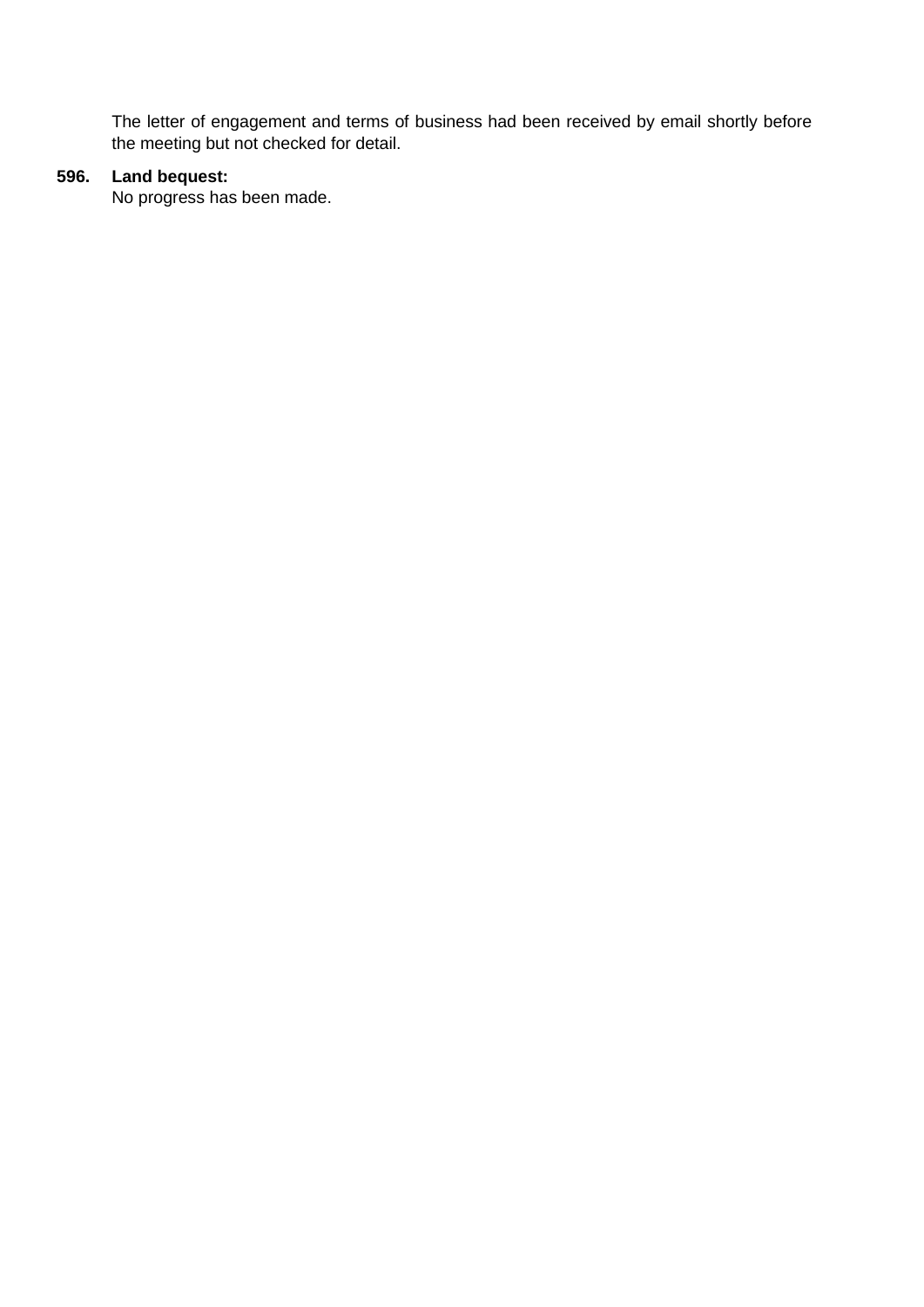The letter of engagement and terms of business had been received by email shortly before the meeting but not checked for detail.

**596. Land bequest:**
No progress has been made.